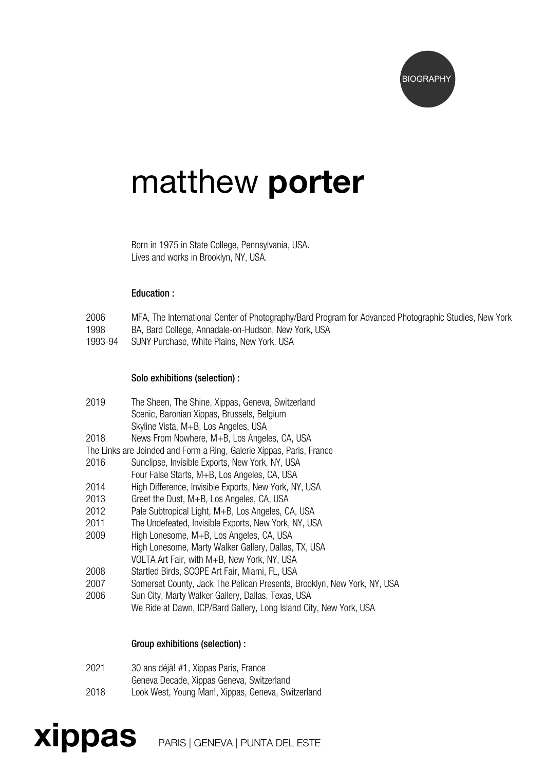BIOGRAPHY

# matthew **porter**

Born in 1975 in State College, Pennsylvania, USA.
Lives and works in Brooklyn, NY, USA.

### Education :

2006 MFA, The International Center of Photography/Bard Program for Advanced Photographic Studies, New York
1998 BA, Bard College, Annadale-on-Hudson, New York, USA
1993-94 SUNY Purchase, White Plains, New York, USA

### Solo exhibitions (selection) :

2019 The Sheen, The Shine, Xippas, Geneva, Switzerland
Scenic, Baronian Xippas, Brussels, Belgium
Skyline Vista, M+B, Los Angeles, USA
2018 News From Nowhere, M+B, Los Angeles, CA, USA
The Links are Joinded and Form a Ring, Galerie Xippas, Paris, France
2016 Sunclipse, Invisible Exports, New York, NY, USA
Four False Starts, M+B, Los Angeles, CA, USA
2014 High Difference, Invisible Exports, New York, NY, USA
2013 Greet the Dust, M+B, Los Angeles, CA, USA
2012 Pale Subtropical Light, M+B, Los Angeles, CA, USA
2011 The Undefeated, Invisible Exports, New York, NY, USA
2009 High Lonesome, M+B, Los Angeles, CA, USA
High Lonesome, Marty Walker Gallery, Dallas, TX, USA
VOLTA Art Fair, with M+B, New York, NY, USA
2008 Startled Birds, SCOPE Art Fair, Miami, FL, USA
2007 Somerset County, Jack The Pelican Presents, Brooklyn, New York, NY, USA
2006 Sun City, Marty Walker Gallery, Dallas, Texas, USA
We Ride at Dawn, ICP/Bard Gallery, Long Island City, New York, USA

### Group exhibitions (selection) :

2021 30 ans déjà! #1, Xippas Paris, France
Geneva Decade, Xippas Geneva, Switzerland
2018 Look West, Young Man!, Xippas, Geneva, Switzerland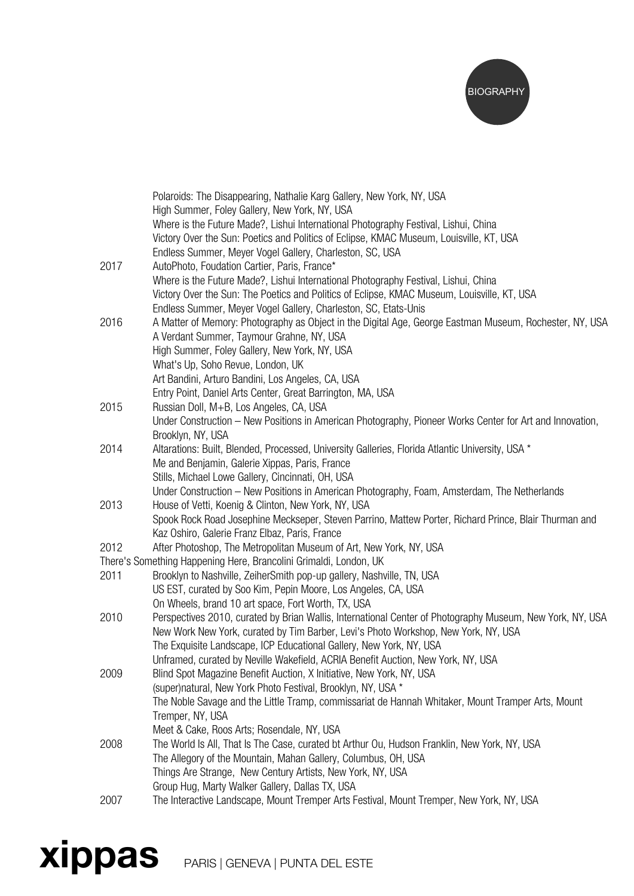Polaroids: The Disappearing, Nathalie Karg Gallery, New York, NY, USA
High Summer, Foley Gallery, New York, NY, USA
Where is the Future Made?, Lishui International Photography Festival, Lishui, China
Victory Over the Sun: Poetics and Politics of Eclipse, KMAC Museum, Louisville, KT, USA
Endless Summer, Meyer Vogel Gallery, Charleston, SC, USA

2017 AutoPhoto, Foudation Cartier, Paris, France*
Where is the Future Made?, Lishui International Photography Festival, Lishui, China
Victory Over the Sun: The Poetics and Politics of Eclipse, KMAC Museum, Louisville, KT, USA
Endless Summer, Meyer Vogel Gallery, Charleston, SC, Etats-Unis

2016 A Matter of Memory: Photography as Object in the Digital Age, George Eastman Museum, Rochester, NY, USA
A Verdant Summer, Taymour Grahne, NY, USA
High Summer, Foley Gallery, New York, NY, USA
What's Up, Soho Revue, London, UK
Art Bandini, Arturo Bandini, Los Angeles, CA, USA
Entry Point, Daniel Arts Center, Great Barrington, MA, USA

2015 Russian Doll, M+B, Los Angeles, CA, USA
Under Construction – New Positions in American Photography, Pioneer Works Center for Art and Innovation, Brooklyn, NY, USA

2014 Altarations: Built, Blended, Processed, University Galleries, Florida Atlantic University, USA *
Me and Benjamin, Galerie Xippas, Paris, France
Stills, Michael Lowe Gallery, Cincinnati, OH, USA
Under Construction – New Positions in American Photography, Foam, Amsterdam, The Netherlands

2013 House of Vetti, Koenig & Clinton, New York, NY, USA
Spook Rock Road Josephine Meckseper, Steven Parrino, Mattew Porter, Richard Prince, Blair Thurman and Kaz Oshiro, Galerie Franz Elbaz, Paris, France

2012 After Photoshop, The Metropolitan Museum of Art, New York, NY, USA
There's Something Happening Here, Brancolini Grimaldi, London, UK

2011 Brooklyn to Nashville, ZeiherSmith pop-up gallery, Nashville, TN, USA
US EST, curated by Soo Kim, Pepin Moore, Los Angeles, CA, USA
On Wheels, brand 10 art space, Fort Worth, TX, USA

2010 Perspectives 2010, curated by Brian Wallis, International Center of Photography Museum, New York, NY, USA
New Work New York, curated by Tim Barber, Levi's Photo Workshop, New York, NY, USA
The Exquisite Landscape, ICP Educational Gallery, New York, NY, USA
Unframed, curated by Neville Wakefield, ACRIA Benefit Auction, New York, NY, USA

2009 Blind Spot Magazine Benefit Auction, X Initiative, New York, NY, USA
(super)natural, New York Photo Festival, Brooklyn, NY, USA *
The Noble Savage and the Little Tramp, commissariat de Hannah Whitaker, Mount Tramper Arts, Mount Tremper, NY, USA
Meet & Cake, Roos Arts; Rosendale, NY, USA

2008 The World Is All, That Is The Case, curated bt Arthur Ou, Hudson Franklin, New York, NY, USA
The Allegory of the Mountain, Mahan Gallery, Columbus, OH, USA
Things Are Strange, New Century Artists, New York, NY, USA
Group Hug, Marty Walker Gallery, Dallas TX, USA

2007 The Interactive Landscape, Mount Tremper Arts Festival, Mount Tremper, New York, NY, USA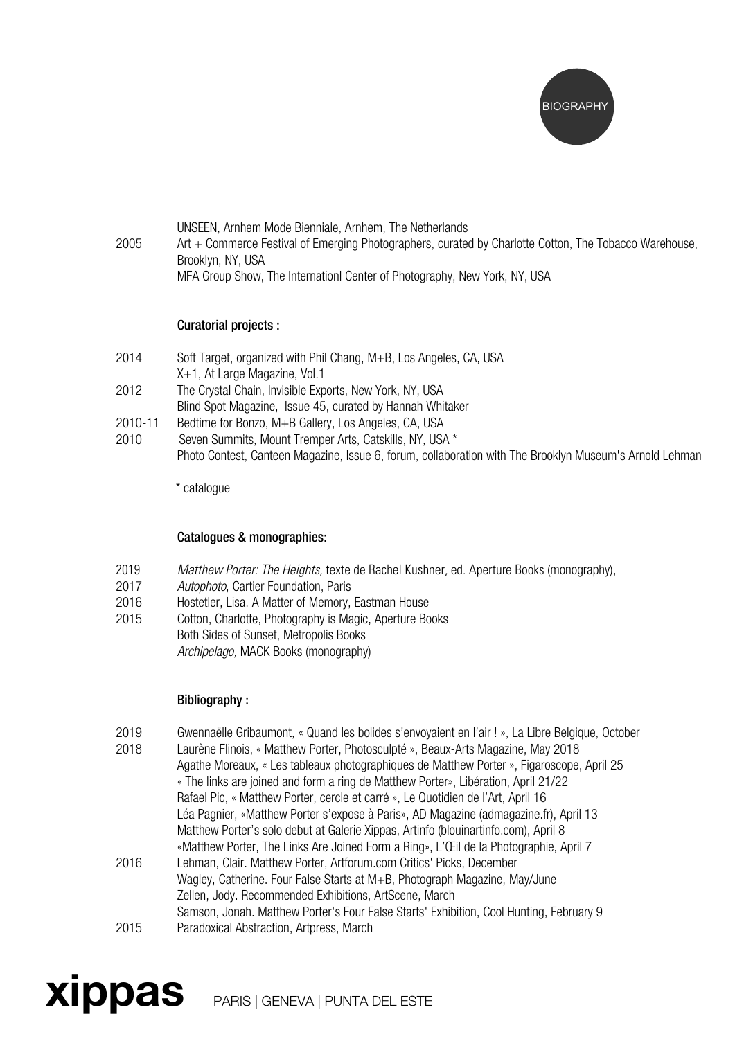UNSEEN, Arnhem Mode Bienniale, Arnhem, The Netherlands

2005 Art + Commerce Festival of Emerging Photographers, curated by Charlotte Cotton, The Tobacco Warehouse, Brooklyn, NY, USA

MFA Group Show, The Internationl Center of Photography, New York, NY, USA

**Curatorial projects :**

2014 Soft Target, organized with Phil Chang, M+B, Los Angeles, CA, USA

X+1, At Large Magazine, Vol.1

2012 The Crystal Chain, Invisible Exports, New York, NY, USA

Blind Spot Magazine, Issue 45, curated by Hannah Whitaker

2010-11 Bedtime for Bonzo, M+B Gallery, Los Angeles, CA, USA

2010 Seven Summits, Mount Tremper Arts, Catskills, NY, USA *

Photo Contest, Canteen Magazine, Issue 6, forum, collaboration with The Brooklyn Museum's Arnold Lehman

* catalogue

**Catalogues & monographies:**

2019 *Matthew Porter: The Heights,* texte de Rachel Kushner, ed. Aperture Books (monography),

2017 *Autophoto*, Cartier Foundation, Paris

2016 Hostetler, Lisa. A Matter of Memory, Eastman House

2015 Cotton, Charlotte, Photography is Magic, Aperture Books

Both Sides of Sunset, Metropolis Books

*Archipelago,* MACK Books (monography)

**Bibliography :**

2019 Gwennaëlle Gribaumont, « Quand les bolides s'envoyaient en l'air ! », La Libre Belgique, October

2018 Laurène Flinois, « Matthew Porter, Photosculpté », Beaux-Arts Magazine, May 2018

Agathe Moreaux, « Les tableaux photographiques de Matthew Porter », Figaroscope, April 25

« The links are joined and form a ring de Matthew Porter», Libération, April 21/22

Rafael Pic, « Matthew Porter, cercle et carré », Le Quotidien de l'Art, April 16

Léa Pagnier, «Matthew Porter s'expose à Paris», AD Magazine (admagazine.fr), April 13

Matthew Porter's solo debut at Galerie Xippas, Artinfo (blouinartinfo.com), April 8

«Matthew Porter, The Links Are Joined Form a Ring», L'Œil de la Photographie, April 7

2016 Lehman, Clair. Matthew Porter, Artforum.com Critics' Picks, December

Wagley, Catherine. Four False Starts at M+B, Photograph Magazine, May/June

Zellen, Jody. Recommended Exhibitions, ArtScene, March

Samson, Jonah. Matthew Porter's Four False Starts' Exhibition, Cool Hunting, February 9

2015 Paradoxical Abstraction, Artpress, March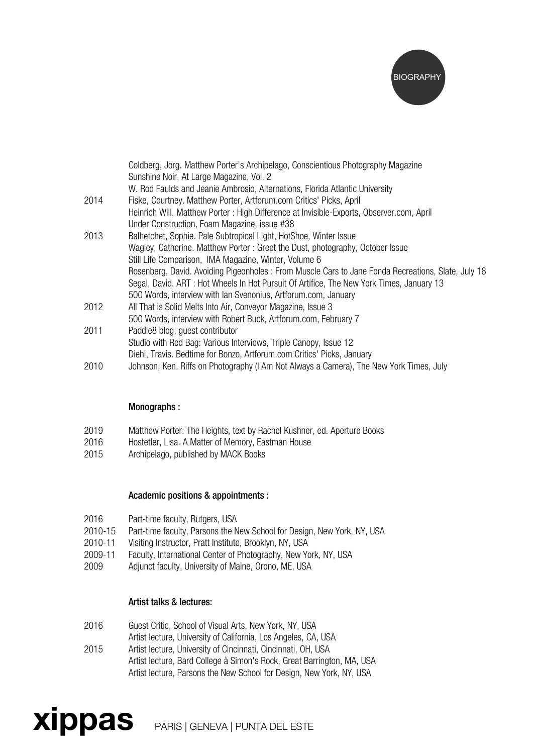| | |
|---|---|
| | Coldberg, Jorg. Matthew Porter's Archipelago, Conscientious Photography Magazine |
| | Sunshine Noir, At Large Magazine, Vol. 2 |
| | W. Rod Faulds and Jeanie Ambrosio, Alternations, Florida Atlantic University |
| 2014 | Fiske, Courtney. Matthew Porter, Artforum.com Critics' Picks, April |
| | Heinrich Will. Matthew Porter : High Difference at Invisible-Exports, Observer.com, April |
| | Under Construction, Foam Magazine, issue #38 |
| 2013 | Balhetchet, Sophie. Pale Subtropical Light, HotShoe, Winter Issue |
| | Wagley, Catherine. Matthew Porter : Greet the Dust, photography, October Issue |
| | Still Life Comparison, IMA Magazine, Winter, Volume 6 |
| | Rosenberg, David. Avoiding Pigeonholes : From Muscle Cars to Jane Fonda Recreations, Slate, July 18 |
| | Segal, David. ART : Hot Wheels In Hot Pursuit Of Artifice, The New York Times, January 13 |
| | 500 Words, interview with Ian Svenonius, Artforum.com, January |
| 2012 | All That is Solid Melts Into Air, Conveyor Magazine, Issue 3 |
| | 500 Words, interview with Robert Buck, Artforum.com, February 7 |
| 2011 | Paddle8 blog, guest contributor |
| | Studio with Red Bag: Various Interviews, Triple Canopy, Issue 12 |
| | Diehl, Travis. Bedtime for Bonzo, Artforum.com Critics' Picks, January |
| 2010 | Johnson, Ken. Riffs on Photography (I Am Not Always a Camera), The New York Times, July |

**Monographs :**

| | |
|---|---|
| 2019 | Matthew Porter: The Heights, text by Rachel Kushner, ed. Aperture Books |
| 2016 | Hostetler, Lisa. A Matter of Memory, Eastman House |
| 2015 | Archipelago, published by MACK Books |

**Academic positions & appointments :**

| | |
|---|---|
| 2016 | Part-time faculty, Rutgers, USA |
| 2010-15 | Part-time faculty, Parsons the New School for Design, New York, NY, USA |
| 2010-11 | Visiting Instructor, Pratt Institute, Brooklyn, NY, USA |
| 2009-11 | Faculty, International Center of Photography, New York, NY, USA |
| 2009 | Adjunct faculty, University of Maine, Orono, ME, USA |

**Artist talks & lectures:**

| | |
|---|---|
| 2016 | Guest Critic, School of Visual Arts, New York, NY, USA |
| | Artist lecture, University of California, Los Angeles, CA, USA |
| 2015 | Artist lecture, University of Cincinnati, Cincinnati, OH, USA |
| | Artist lecture, Bard College à Simon's Rock, Great Barrington, MA, USA |
| | Artist lecture, Parsons the New School for Design, New York, NY, USA |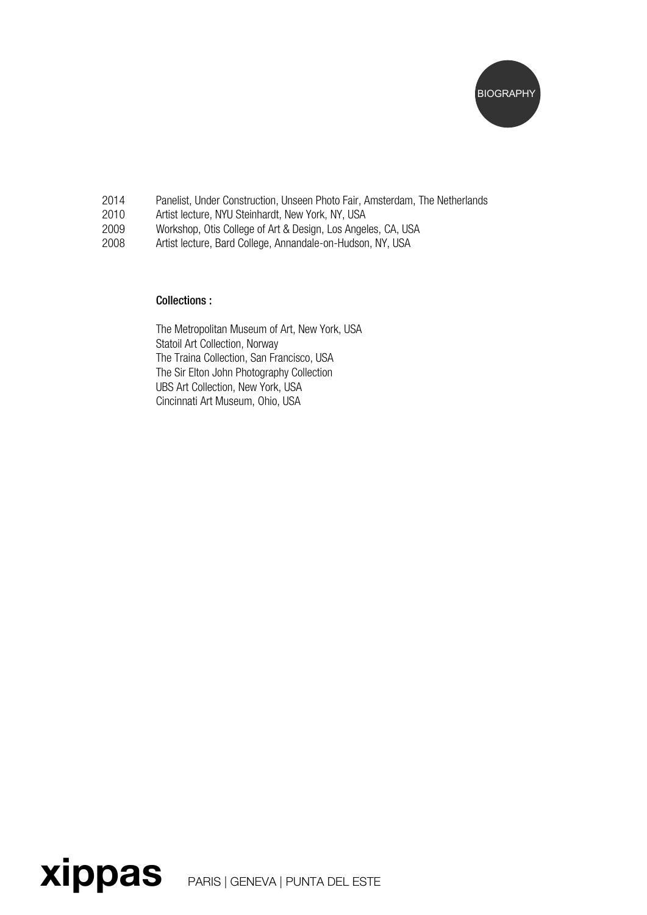| | |
|---|---|
| 2014 | Panelist, Under Construction, Unseen Photo Fair, Amsterdam, The Netherlands |
| 2010 | Artist lecture, NYU Steinhardt, New York, NY, USA |
| 2009 | Workshop, Otis College of Art & Design, Los Angeles, CA, USA |
| 2008 | Artist lecture, Bard College, Annandale-on-Hudson, NY, USA |

**Collections :**

The Metropolitan Museum of Art, New York, USA
Statoil Art Collection, Norway
The Traina Collection, San Francisco, USA
The Sir Elton John Photography Collection
UBS Art Collection, New York, USA
Cincinnati Art Museum, Ohio, USA